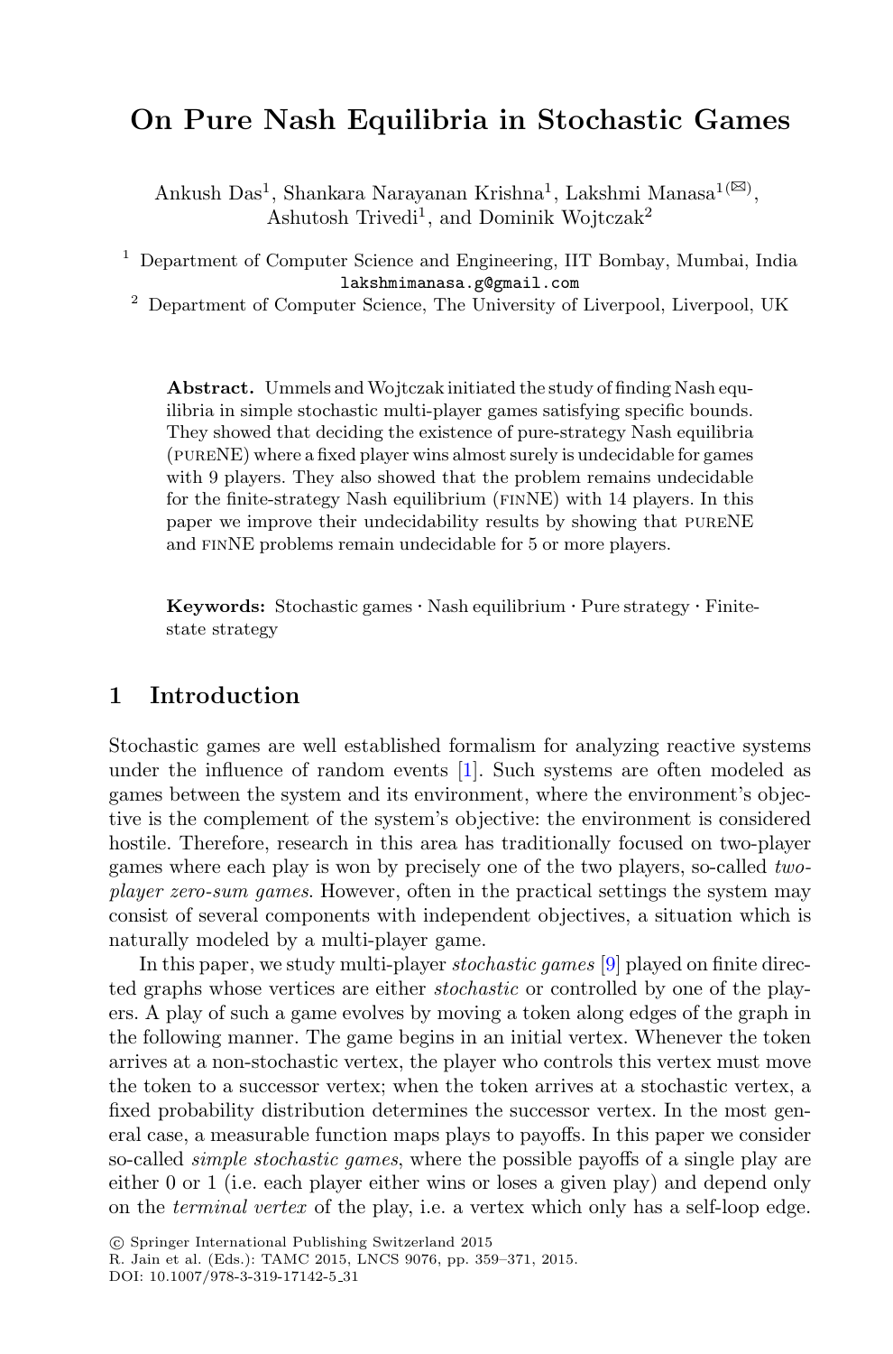# On Pure Nash Equilibria in Stochastic Games

Ankush Das[1], Shankara Narayanan Krishna[1], Lakshmi Manasa[1(✉)], Ashutosh Trivedi[1], and Dominik Wojtczak[2]

[1] Department of Computer Science and Engineering, IIT Bombay, Mumbai, India
lakshmimanasa.g@gmail.com

[2] Department of Computer Science, The University of Liverpool, Liverpool, UK

**Abstract.** Ummels and Wojtczak initiated the study of finding Nash equilibria in simple stochastic multi-player games satisfying specific bounds. They showed that deciding the existence of pure-strategy Nash equilibria (pureNE) where a fixed player wins almost surely is undecidable for games with 9 players. They also showed that the problem remains undecidable for the finite-strategy Nash equilibrium (finNE) with 14 players. In this paper we improve their undecidability results by showing that pureNE and finNE problems remain undecidable for 5 or more players.

**Keywords:** Stochastic games · Nash equilibrium · Pure strategy · Finite-state strategy

## 1 Introduction

Stochastic games are well established formalism for analyzing reactive systems under the influence of random events [1]. Such systems are often modeled as games between the system and its environment, where the environment's objective is the complement of the system's objective: the environment is considered hostile. Therefore, research in this area has traditionally focused on two-player games where each play is won by precisely one of the two players, so-called *two-player zero-sum games*. However, often in the practical settings the system may consist of several components with independent objectives, a situation which is naturally modeled by a multi-player game.

In this paper, we study multi-player *stochastic games* [9] played on finite directed graphs whose vertices are either *stochastic* or controlled by one of the players. A play of such a game evolves by moving a token along edges of the graph in the following manner. The game begins in an initial vertex. Whenever the token arrives at a non-stochastic vertex, the player who controls this vertex must move the token to a successor vertex; when the token arrives at a stochastic vertex, a fixed probability distribution determines the successor vertex. In the most general case, a measurable function maps plays to payoffs. In this paper we consider so-called *simple stochastic games*, where the possible payoffs of a single play are either 0 or 1 (i.e. each player either wins or loses a given play) and depend only on the *terminal vertex* of the play, i.e. a vertex which only has a self-loop edge.

© Springer International Publishing Switzerland 2015
R. Jain et al. (Eds.): TAMC 2015, LNCS 9076, pp. 359–371, 2015.
DOI: 10.1007/978-3-319-17142-5_31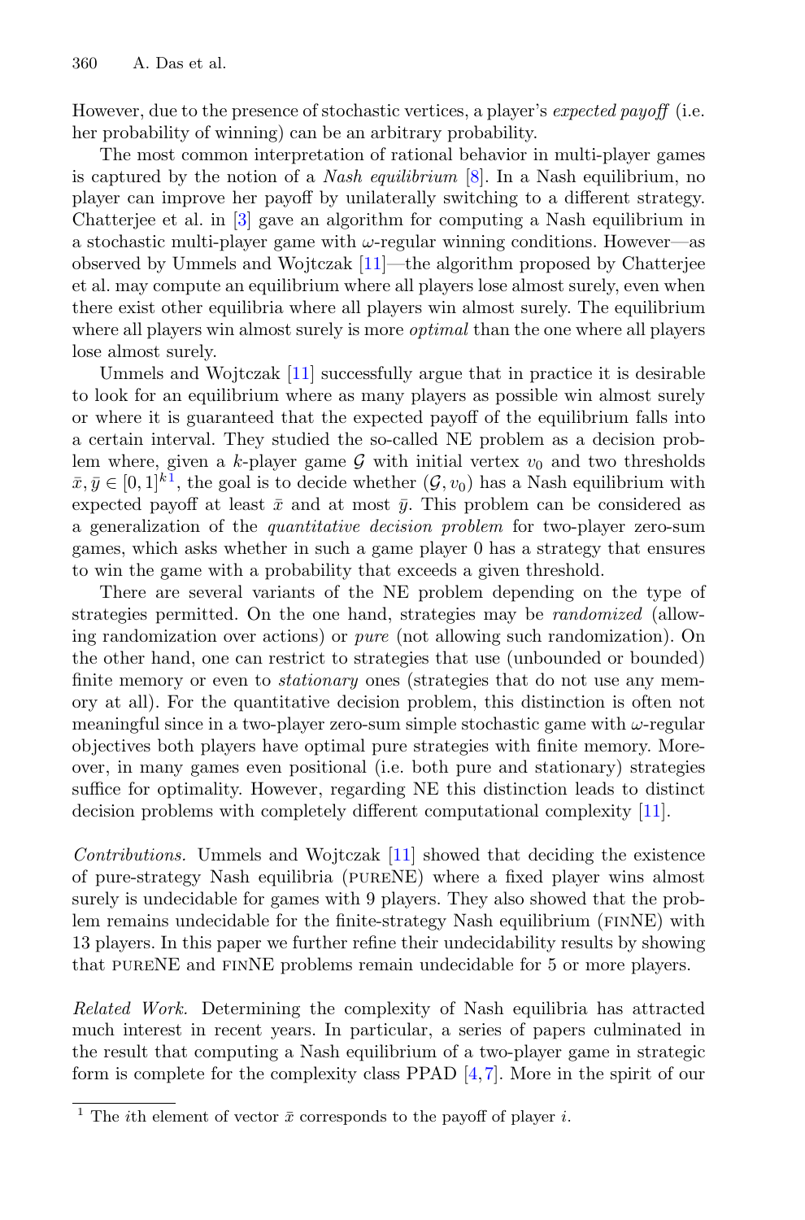However, due to the presence of stochastic vertices, a player's *expected payoff* (i.e. her probability of winning) can be an arbitrary probability.

The most common interpretation of rational behavior in multi-player games is captured by the notion of a *Nash equilibrium* [8]. In a Nash equilibrium, no player can improve her payoff by unilaterally switching to a different strategy. Chatterjee et al. in [3] gave an algorithm for computing a Nash equilibrium in a stochastic multi-player game with $\omega$-regular winning conditions. However—as observed by Ummels and Wojtczak [11]—the algorithm proposed by Chatterjee et al. may compute an equilibrium where all players lose almost surely, even when there exist other equilibria where all players win almost surely. The equilibrium where all players win almost surely is more *optimal* than the one where all players lose almost surely.

Ummels and Wojtczak [11] successfully argue that in practice it is desirable to look for an equilibrium where as many players as possible win almost surely or where it is guaranteed that the expected payoff of the equilibrium falls into a certain interval. They studied the so-called NE problem as a decision problem where, given a $k$-player game $\mathcal{G}$ with initial vertex $v_0$ and two thresholds $\bar{x}, \bar{y} \in [0,1]^k$ [1], the goal is to decide whether $(\mathcal{G}, v_0)$ has a Nash equilibrium with expected payoff at least $\bar{x}$ and at most $\bar{y}$. This problem can be considered as a generalization of the *quantitative decision problem* for two-player zero-sum games, which asks whether in such a game player 0 has a strategy that ensures to win the game with a probability that exceeds a given threshold.

There are several variants of the NE problem depending on the type of strategies permitted. On the one hand, strategies may be *randomized* (allowing randomization over actions) or *pure* (not allowing such randomization). On the other hand, one can restrict to strategies that use (unbounded or bounded) finite memory or even to *stationary* ones (strategies that do not use any memory at all). For the quantitative decision problem, this distinction is often not meaningful since in a two-player zero-sum simple stochastic game with $\omega$-regular objectives both players have optimal pure strategies with finite memory. Moreover, in many games even positional (i.e. both pure and stationary) strategies suffice for optimality. However, regarding NE this distinction leads to distinct decision problems with completely different computational complexity [11].

*Contributions.* Ummels and Wojtczak [11] showed that deciding the existence of pure-strategy Nash equilibria (pureNE) where a fixed player wins almost surely is undecidable for games with 9 players. They also showed that the problem remains undecidable for the finite-strategy Nash equilibrium (finNE) with 13 players. In this paper we further refine their undecidability results by showing that pureNE and finNE problems remain undecidable for 5 or more players.

*Related Work.* Determining the complexity of Nash equilibria has attracted much interest in recent years. In particular, a series of papers culminated in the result that computing a Nash equilibrium of a two-player game in strategic form is complete for the complexity class PPAD [4,7]. More in the spirit of our

[1] The $i$th element of vector $\bar{x}$ corresponds to the payoff of player $i$.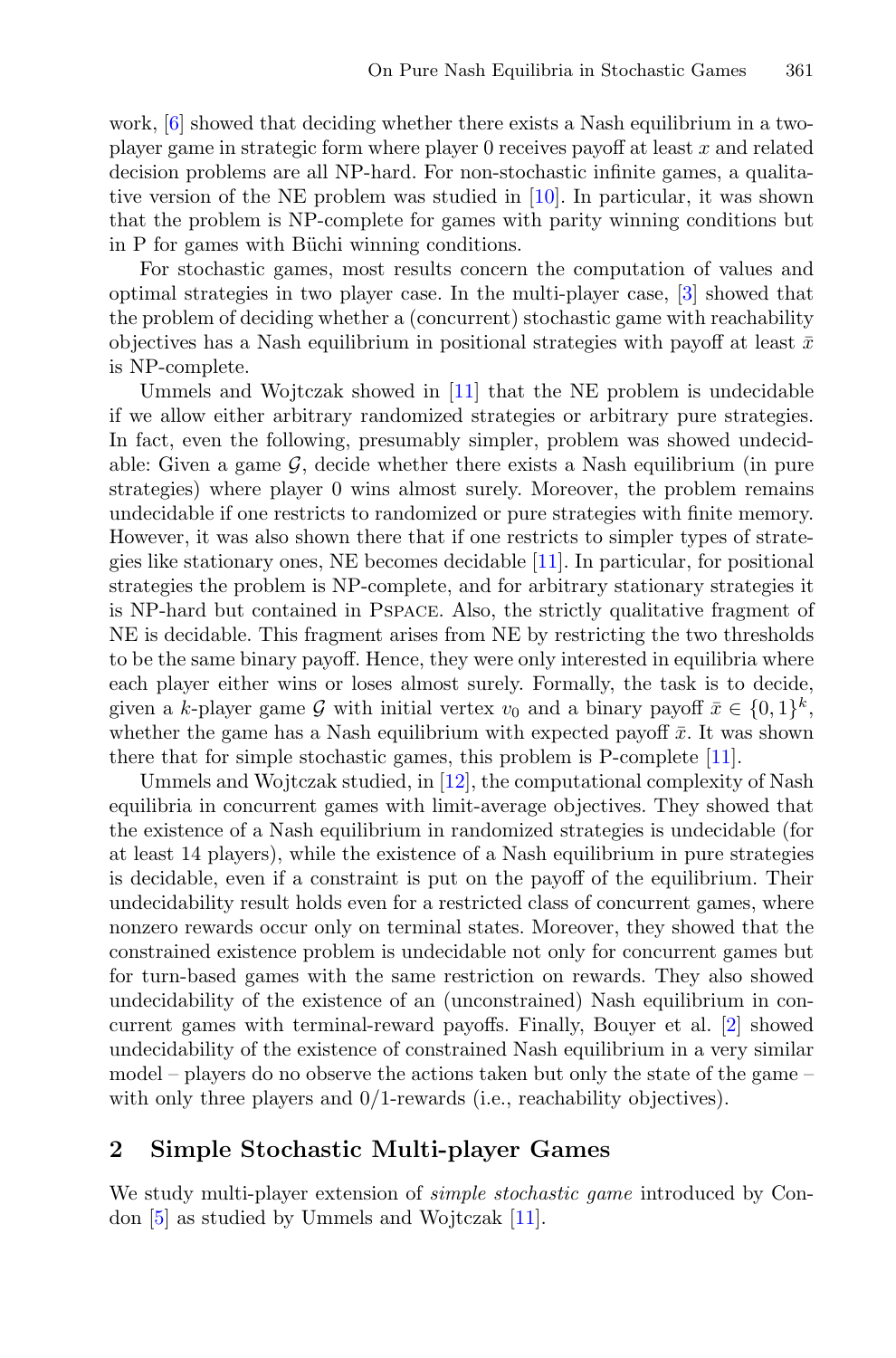work, [6] showed that deciding whether there exists a Nash equilibrium in a two-player game in strategic form where player 0 receives payoff at least $x$ and related decision problems are all NP-hard. For non-stochastic infinite games, a qualitative version of the NE problem was studied in [10]. In particular, it was shown that the problem is NP-complete for games with parity winning conditions but in P for games with Büchi winning conditions.

For stochastic games, most results concern the computation of values and optimal strategies in two player case. In the multi-player case, [3] showed that the problem of deciding whether a (concurrent) stochastic game with reachability objectives has a Nash equilibrium in positional strategies with payoff at least $\bar{x}$ is NP-complete.

Ummels and Wojtczak showed in [11] that the NE problem is undecidable if we allow either arbitrary randomized strategies or arbitrary pure strategies. In fact, even the following, presumably simpler, problem was showed undecidable: Given a game $\mathcal{G}$, decide whether there exists a Nash equilibrium (in pure strategies) where player 0 wins almost surely. Moreover, the problem remains undecidable if one restricts to randomized or pure strategies with finite memory. However, it was also shown there that if one restricts to simpler types of strategies like stationary ones, NE becomes decidable [11]. In particular, for positional strategies the problem is NP-complete, and for arbitrary stationary strategies it is NP-hard but contained in PSPACE. Also, the strictly qualitative fragment of NE is decidable. This fragment arises from NE by restricting the two thresholds to be the same binary payoff. Hence, they were only interested in equilibria where each player either wins or loses almost surely. Formally, the task is to decide, given a $k$-player game $\mathcal{G}$ with initial vertex $v_0$ and a binary payoff $\bar{x} \in \{0,1\}^k$, whether the game has a Nash equilibrium with expected payoff $\bar{x}$. It was shown there that for simple stochastic games, this problem is P-complete [11].

Ummels and Wojtczak studied, in [12], the computational complexity of Nash equilibria in concurrent games with limit-average objectives. They showed that the existence of a Nash equilibrium in randomized strategies is undecidable (for at least 14 players), while the existence of a Nash equilibrium in pure strategies is decidable, even if a constraint is put on the payoff of the equilibrium. Their undecidability result holds even for a restricted class of concurrent games, where nonzero rewards occur only on terminal states. Moreover, they showed that the constrained existence problem is undecidable not only for concurrent games but for turn-based games with the same restriction on rewards. They also showed undecidability of the existence of an (unconstrained) Nash equilibrium in concurrent games with terminal-reward payoffs. Finally, Bouyer et al. [2] showed undecidability of the existence of constrained Nash equilibrium in a very similar model – players do no observe the actions taken but only the state of the game – with only three players and 0/1-rewards (i.e., reachability objectives).

## 2 Simple Stochastic Multi-player Games

We study multi-player extension of *simple stochastic game* introduced by Condon [5] as studied by Ummels and Wojtczak [11].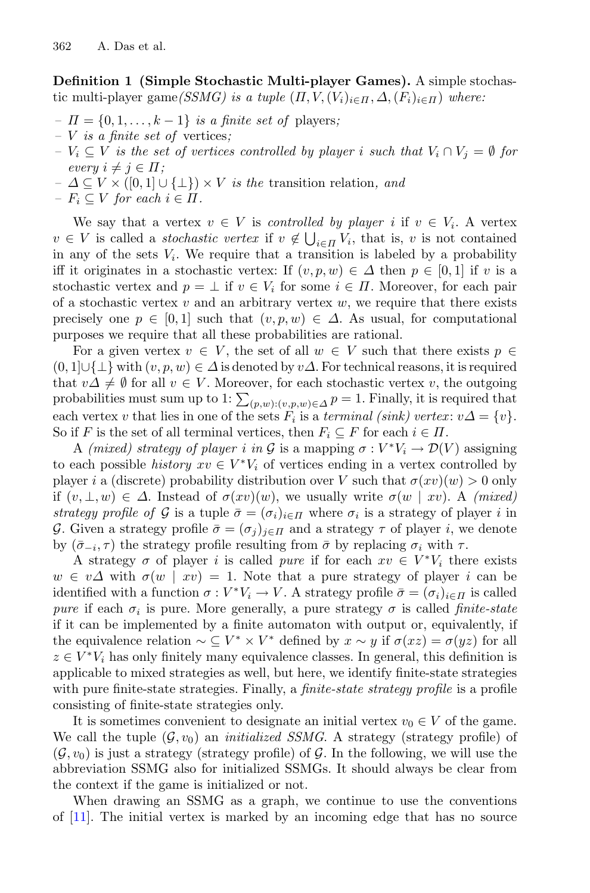**Definition 1 (Simple Stochastic Multi-player Games).** A simple stochastic multi-player game *(SSMG) is a tuple* $(\Pi, V, (V_i)_{i\in\Pi}, \Delta, (F_i)_{i\in\Pi})$ *where:*

- $\Pi = \{0, 1, \ldots, k-1\}$ *is a finite set of* players*;*
- $V$ *is a finite set of* vertices*;*
- $V_i \subseteq V$ *is the set of vertices controlled by player* $i$ *such that* $V_i \cap V_j = \emptyset$ *for every* $i \neq j \in \Pi$*;*
- $\Delta \subseteq V \times ([0,1] \cup \{\bot\}) \times V$ *is the* transition relation*, and*
- $F_i \subseteq V$ *for each* $i \in \Pi$*.*

We say that a vertex $v \in V$ is *controlled by player* $i$ if $v \in V_i$. A vertex $v \in V$ is called a *stochastic vertex* if $v \notin \bigcup_{i\in\Pi} V_i$, that is, $v$ is not contained in any of the sets $V_i$. We require that a transition is labeled by a probability iff it originates in a stochastic vertex: If $(v, p, w) \in \Delta$ then $p \in [0,1]$ if $v$ is a stochastic vertex and $p = \bot$ if $v \in V_i$ for some $i \in \Pi$. Moreover, for each pair of a stochastic vertex $v$ and an arbitrary vertex $w$, we require that there exists precisely one $p \in [0,1]$ such that $(v, p, w) \in \Delta$. As usual, for computational purposes we require that all these probabilities are rational.

For a given vertex $v \in V$, the set of all $w \in V$ such that there exists $p \in (0,1] \cup \{\bot\}$ with $(v, p, w) \in \Delta$ is denoted by $v\Delta$. For technical reasons, it is required that $v\Delta \neq \emptyset$ for all $v \in V$. Moreover, for each stochastic vertex $v$, the outgoing probabilities must sum up to 1: $\sum_{(p,w):(v,p,w)\in\Delta} p = 1$. Finally, it is required that each vertex $v$ that lies in one of the sets $F_i$ is a *terminal (sink) vertex*: $v\Delta = \{v\}$. So if $F$ is the set of all terminal vertices, then $F_i \subseteq F$ for each $i \in \Pi$.

A *(mixed) strategy of player* $i$ *in* $\mathcal{G}$ is a mapping $\sigma : V^*V_i \to \mathcal{D}(V)$ assigning to each possible *history* $xv \in V^*V_i$ of vertices ending in a vertex controlled by player $i$ a (discrete) probability distribution over $V$ such that $\sigma(xv)(w) > 0$ only if $(v, \bot, w) \in \Delta$. Instead of $\sigma(xv)(w)$, we usually write $\sigma(w \mid xv)$. A *(mixed) strategy profile of* $\mathcal{G}$ is a tuple $\bar{\sigma} = (\sigma_i)_{i\in\Pi}$ where $\sigma_i$ is a strategy of player $i$ in $\mathcal{G}$. Given a strategy profile $\bar{\sigma} = (\sigma_j)_{j\in\Pi}$ and a strategy $\tau$ of player $i$, we denote by $(\bar{\sigma}_{-i}, \tau)$ the strategy profile resulting from $\bar{\sigma}$ by replacing $\sigma_i$ with $\tau$.

A strategy $\sigma$ of player $i$ is called *pure* if for each $xv \in V^*V_i$ there exists $w \in v\Delta$ with $\sigma(w \mid xv) = 1$. Note that a pure strategy of player $i$ can be identified with a function $\sigma : V^*V_i \to V$. A strategy profile $\bar{\sigma} = (\sigma_i)_{i\in\Pi}$ is called *pure* if each $\sigma_i$ is pure. More generally, a pure strategy $\sigma$ is called *finite-state* if it can be implemented by a finite automaton with output or, equivalently, if the equivalence relation $\sim \subseteq V^* \times V^*$ defined by $x \sim y$ if $\sigma(xz) = \sigma(yz)$ for all $z \in V^*V_i$ has only finitely many equivalence classes. In general, this definition is applicable to mixed strategies as well, but here, we identify finite-state strategies with pure finite-state strategies. Finally, a *finite-state strategy profile* is a profile consisting of finite-state strategies only.

It is sometimes convenient to designate an initial vertex $v_0 \in V$ of the game. We call the tuple $(\mathcal{G}, v_0)$ an *initialized SSMG*. A strategy (strategy profile) of $(\mathcal{G}, v_0)$ is just a strategy (strategy profile) of $\mathcal{G}$. In the following, we will use the abbreviation SSMG also for initialized SSMGs. It should always be clear from the context if the game is initialized or not.

When drawing an SSMG as a graph, we continue to use the conventions of [11]. The initial vertex is marked by an incoming edge that has no source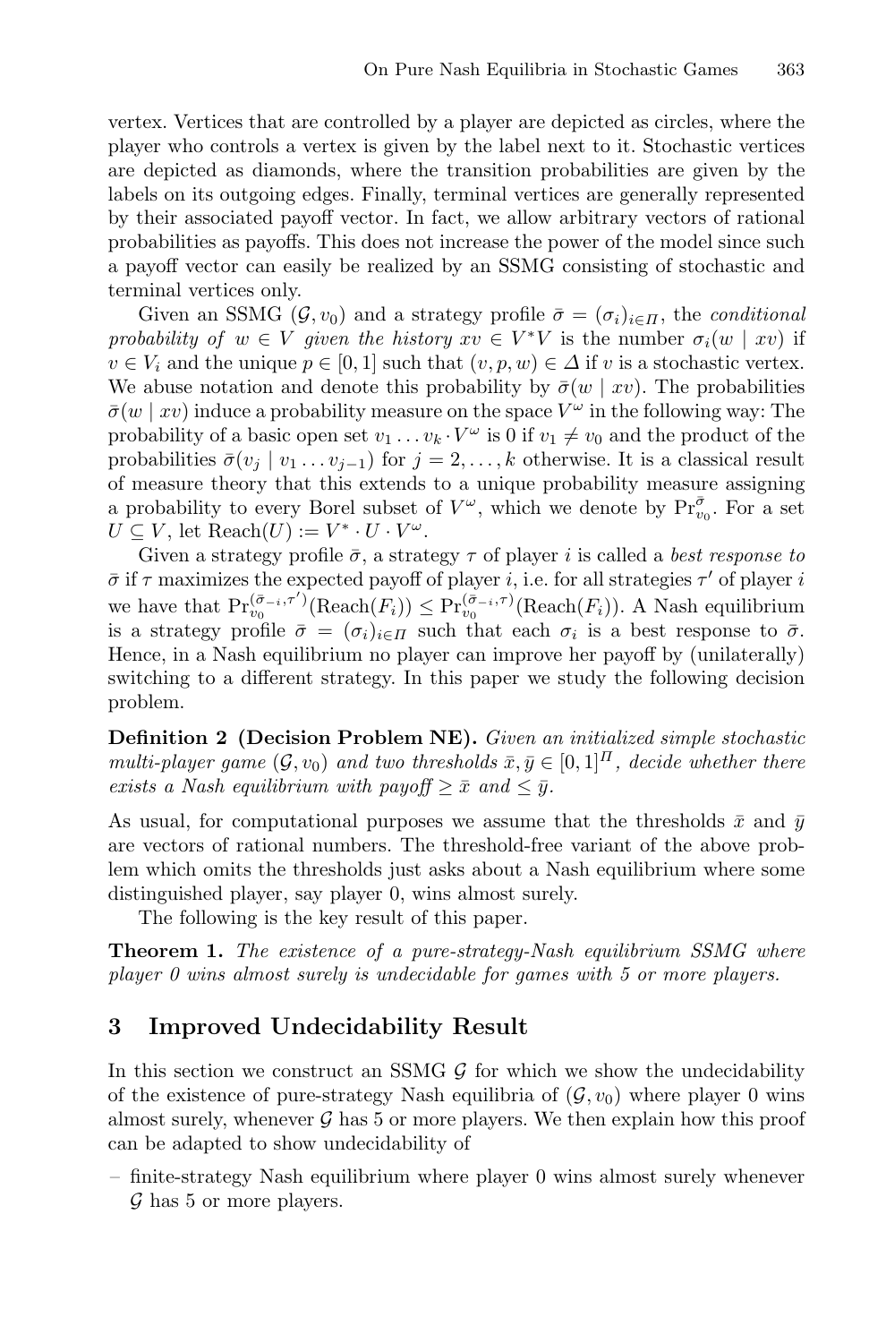vertex. Vertices that are controlled by a player are depicted as circles, where the player who controls a vertex is given by the label next to it. Stochastic vertices are depicted as diamonds, where the transition probabilities are given by the labels on its outgoing edges. Finally, terminal vertices are generally represented by their associated payoff vector. In fact, we allow arbitrary vectors of rational probabilities as payoffs. This does not increase the power of the model since such a payoff vector can easily be realized by an SSMG consisting of stochastic and terminal vertices only.

Given an SSMG $(\mathcal{G}, v_0)$ and a strategy profile $\bar{\sigma} = (\sigma_i)_{i \in \Pi}$, the *conditional probability of $w \in V$ given the history $xv \in V^*V$* is the number $\sigma_i(w \mid xv)$ if $v \in V_i$ and the unique $p \in [0, 1]$ such that $(v, p, w) \in \Delta$ if $v$ is a stochastic vertex. We abuse notation and denote this probability by $\bar{\sigma}(w \mid xv)$. The probabilities $\bar{\sigma}(w \mid xv)$ induce a probability measure on the space $V^\omega$ in the following way: The probability of a basic open set $v_1 \dots v_k \cdot V^\omega$ is 0 if $v_1 \neq v_0$ and the product of the probabilities $\bar{\sigma}(v_j \mid v_1 \dots v_{j-1})$ for $j = 2, \dots, k$ otherwise. It is a classical result of measure theory that this extends to a unique probability measure assigning a probability to every Borel subset of $V^\omega$, which we denote by $\Pr_{v_0}^{\bar{\sigma}}$. For a set $U \subseteq V$, let $\mathrm{Reach}(U) := V^* \cdot U \cdot V^\omega$.

Given a strategy profile $\bar{\sigma}$, a strategy $\tau$ of player $i$ is called a *best response to* $\bar{\sigma}$ if $\tau$ maximizes the expected payoff of player $i$, i.e. for all strategies $\tau'$ of player $i$ we have that $\Pr_{v_0}^{(\bar{\sigma}_{-i}, \tau')}(\mathrm{Reach}(F_i)) \leq \Pr_{v_0}^{(\bar{\sigma}_{-i}, \tau)}(\mathrm{Reach}(F_i))$. A Nash equilibrium is a strategy profile $\bar{\sigma} = (\sigma_i)_{i \in \Pi}$ such that each $\sigma_i$ is a best response to $\bar{\sigma}$. Hence, in a Nash equilibrium no player can improve her payoff by (unilaterally) switching to a different strategy. In this paper we study the following decision problem.

**Definition 2 (Decision Problem NE).** *Given an initialized simple stochastic multi-player game $(\mathcal{G}, v_0)$ and two thresholds $\bar{x}, \bar{y} \in [0, 1]^\Pi$, decide whether there exists a Nash equilibrium with payoff $\geq \bar{x}$ and $\leq \bar{y}$.*

As usual, for computational purposes we assume that the thresholds $\bar{x}$ and $\bar{y}$ are vectors of rational numbers. The threshold-free variant of the above problem which omits the thresholds just asks about a Nash equilibrium where some distinguished player, say player 0, wins almost surely.

The following is the key result of this paper.

**Theorem 1.** *The existence of a pure-strategy-Nash equilibrium SSMG where player 0 wins almost surely is undecidable for games with 5 or more players.*

## 3 Improved Undecidability Result

In this section we construct an SSMG $\mathcal{G}$ for which we show the undecidability of the existence of pure-strategy Nash equilibria of $(\mathcal{G}, v_0)$ where player 0 wins almost surely, whenever $\mathcal{G}$ has 5 or more players. We then explain how this proof can be adapted to show undecidability of

- finite-strategy Nash equilibrium where player 0 wins almost surely whenever $\mathcal{G}$ has 5 or more players.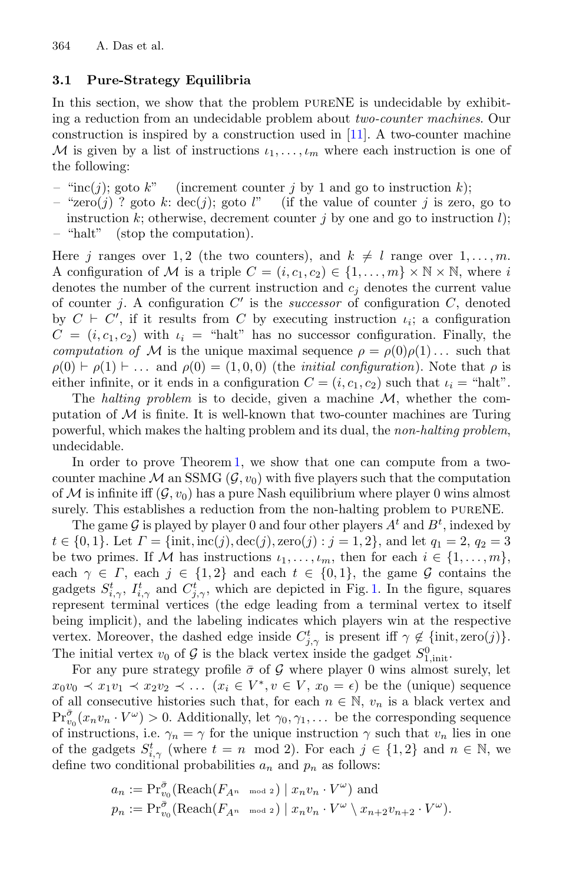### 3.1 Pure-Strategy Equilibria

In this section, we show that the problem pureNE is undecidable by exhibiting a reduction from an undecidable problem about *two-counter machines*. Our construction is inspired by a construction used in [11]. A two-counter machine $\mathcal{M}$ is given by a list of instructions $\iota_1, \ldots, \iota_m$ where each instruction is one of the following:

- "inc($j$); goto $k$" (increment counter $j$ by 1 and go to instruction $k$);
- "zero($j$) ? goto $k$: dec($j$); goto $l$" (if the value of counter $j$ is zero, go to instruction $k$; otherwise, decrement counter $j$ by one and go to instruction $l$);
- "halt" (stop the computation).

Here $j$ ranges over 1, 2 (the two counters), and $k \neq l$ range over $1, \ldots, m$. A configuration of $\mathcal{M}$ is a triple $C = (i, c_1, c_2) \in \{1, \ldots, m\} \times \mathbb{N} \times \mathbb{N}$, where $i$ denotes the number of the current instruction and $c_j$ denotes the current value of counter $j$. A configuration $C'$ is the *successor* of configuration $C$, denoted by $C \vdash C'$, if it results from $C$ by executing instruction $\iota_i$; a configuration $C = (i, c_1, c_2)$ with $\iota_i =$ "halt" has no successor configuration. Finally, the *computation of* $\mathcal{M}$ is the unique maximal sequence $\rho = \rho(0)\rho(1)\ldots$ such that $\rho(0) \vdash \rho(1) \vdash \ldots$ and $\rho(0) = (1, 0, 0)$ (the *initial configuration*). Note that $\rho$ is either infinite, or it ends in a configuration $C = (i, c_1, c_2)$ such that $\iota_i =$ "halt".

The *halting problem* is to decide, given a machine $\mathcal{M}$, whether the computation of $\mathcal{M}$ is finite. It is well-known that two-counter machines are Turing powerful, which makes the halting problem and its dual, the *non-halting problem*, undecidable.

In order to prove Theorem 1, we show that one can compute from a two-counter machine $\mathcal{M}$ an SSMG $(\mathcal{G}, v_0)$ with five players such that the computation of $\mathcal{M}$ is infinite iff $(\mathcal{G}, v_0)$ has a pure Nash equilibrium where player 0 wins almost surely. This establishes a reduction from the non-halting problem to pureNE.

The game $\mathcal{G}$ is played by player 0 and four other players $A^t$ and $B^t$, indexed by $t \in \{0, 1\}$. Let $\Gamma = \{\text{init}, \text{inc}(j), \text{dec}(j), \text{zero}(j) : j = 1, 2\}$, and let $q_1 = 2$, $q_2 = 3$ be two primes. If $\mathcal{M}$ has instructions $\iota_1, \ldots, \iota_m$, then for each $i \in \{1, \ldots, m\}$, each $\gamma \in \Gamma$, each $j \in \{1, 2\}$ and each $t \in \{0, 1\}$, the game $\mathcal{G}$ contains the gadgets $S^t_{i,\gamma}$, $I^t_{i,\gamma}$ and $C^t_{j,\gamma}$, which are depicted in Fig. 1. In the figure, squares represent terminal vertices (the edge leading from a terminal vertex to itself being implicit), and the labeling indicates which players win at the respective vertex. Moreover, the dashed edge inside $C^t_{j,\gamma}$ is present iff $\gamma \notin \{\text{init}, \text{zero}(j)\}$. The initial vertex $v_0$ of $\mathcal{G}$ is the black vertex inside the gadget $S^0_{1,\text{init}}$.

For any pure strategy profile $\bar{\sigma}$ of $\mathcal{G}$ where player 0 wins almost surely, let $x_0 v_0 \prec x_1 v_1 \prec x_2 v_2 \prec \ldots$ ($x_i \in V^*, v \in V$, $x_0 = \epsilon$) be the (unique) sequence of all consecutive histories such that, for each $n \in \mathbb{N}$, $v_n$ is a black vertex and $\Pr^{\bar{\sigma}}_{v_0}(x_n v_n \cdot V^\omega) > 0$. Additionally, let $\gamma_0, \gamma_1, \ldots$ be the corresponding sequence of instructions, i.e. $\gamma_n = \gamma$ for the unique instruction $\gamma$ such that $v_n$ lies in one of the gadgets $S^t_{i,\gamma}$ (where $t = n \mod 2$). For each $j \in \{1, 2\}$ and $n \in \mathbb{N}$, we define two conditional probabilities $a_n$ and $p_n$ as follows:

$$a_n := \Pr^{\bar{\sigma}}_{v_0}(\text{Reach}(F_{A^{n \mod 2}}) \mid x_n v_n \cdot V^\omega) \text{ and}$$
$$p_n := \Pr^{\bar{\sigma}}_{v_0}(\text{Reach}(F_{A^{n \mod 2}}) \mid x_n v_n \cdot V^\omega \setminus x_{n+2} v_{n+2} \cdot V^\omega).$$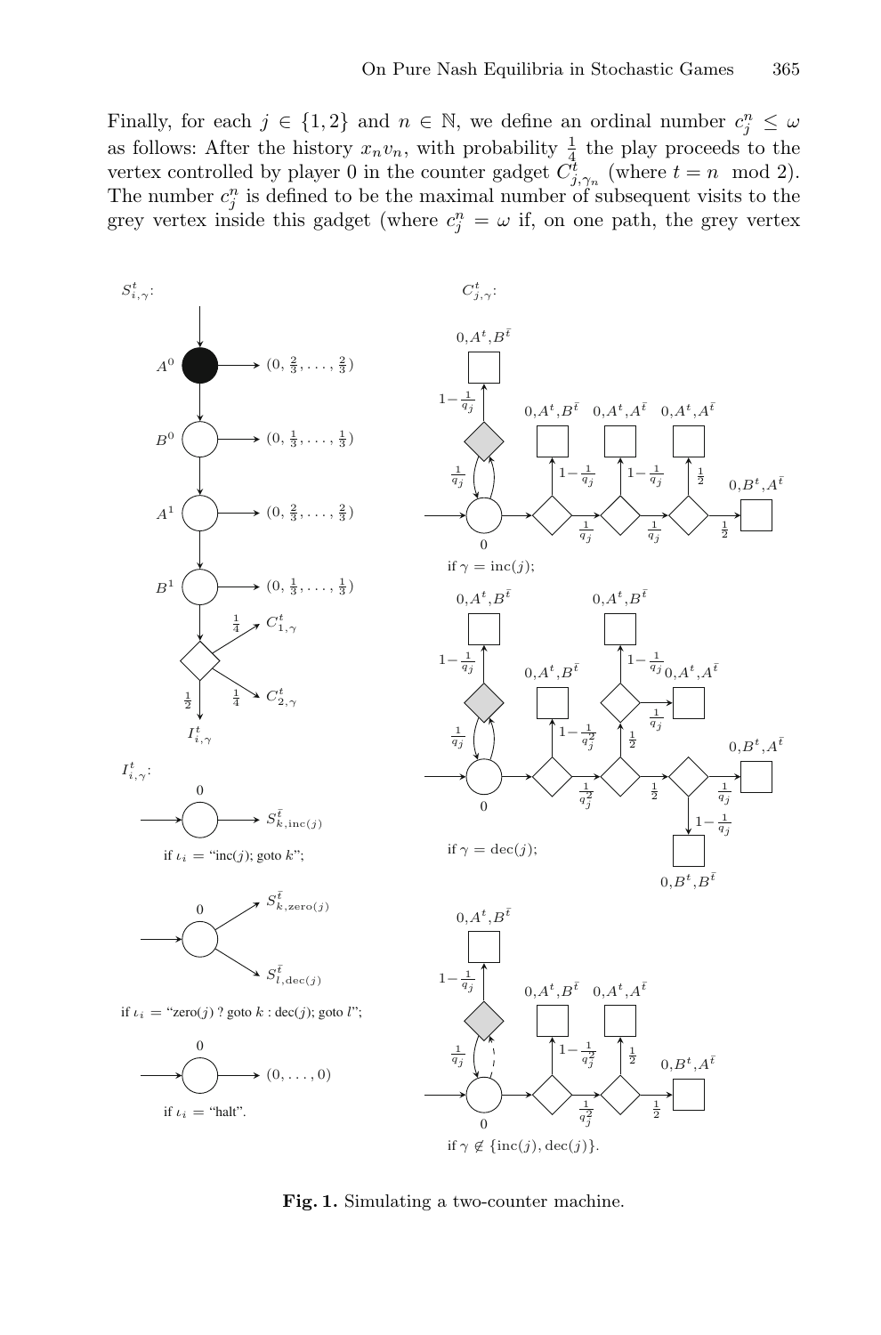Finally, for each $j \in \{1,2\}$ and $n \in \mathbb{N}$, we define an ordinal number $c_j^n \leq \omega$ as follows: After the history $x_n v_n$, with probability $\frac{1}{4}$ the play proceeds to the vertex controlled by player 0 in the counter gadget $C_{j,\gamma_n}^t$ (where $t = n \mod 2$). The number $c_j^n$ is defined to be the maximal number of subsequent visits to the grey vertex inside this gadget (where $c_j^n = \omega$ if, on one path, the grey vertex

**Fig. 1.** Simulating a two-counter machine.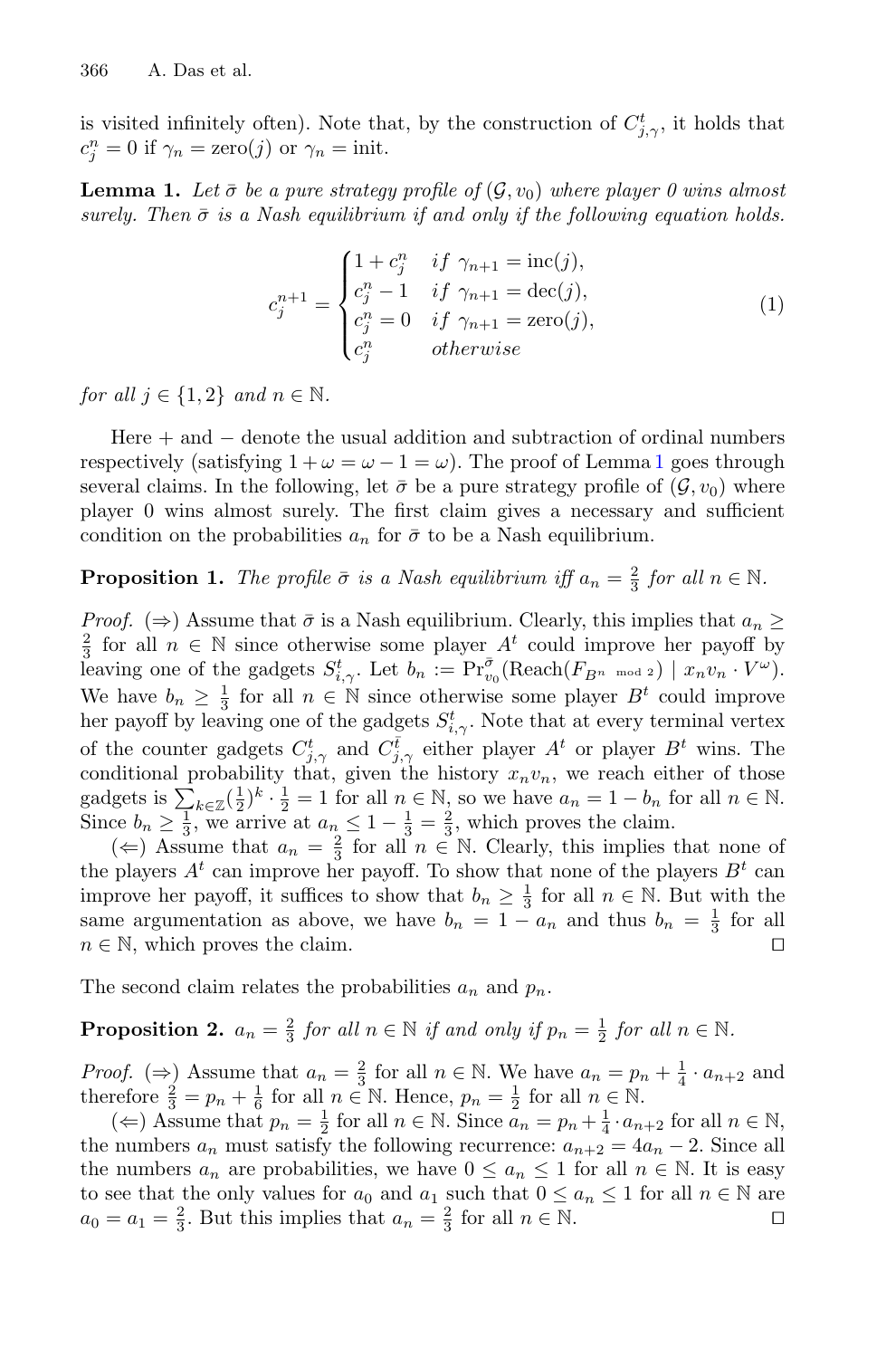is visited infinitely often). Note that, by the construction of $C^t_{j,\gamma}$, it holds that $c^n_j = 0$ if $\gamma_n = \text{zero}(j)$ or $\gamma_n = \text{init}$.

**Lemma 1.** *Let $\bar{\sigma}$ be a pure strategy profile of $(\mathcal{G}, v_0)$ where player 0 wins almost surely. Then $\bar{\sigma}$ is a Nash equilibrium if and only if the following equation holds.*

$$c^{n+1}_j = \begin{cases} 1 + c^n_j & \text{if } \gamma_{n+1} = \text{inc}(j), \\ c^n_j - 1 & \text{if } \gamma_{n+1} = \text{dec}(j), \\ c^n_j = 0 & \text{if } \gamma_{n+1} = \text{zero}(j), \\ c^n_j & \text{otherwise} \end{cases} \tag{1}$$

*for all $j \in \{1, 2\}$ and $n \in \mathbb{N}$.*

Here $+$ and $-$ denote the usual addition and subtraction of ordinal numbers respectively (satisfying $1 + \omega = \omega - 1 = \omega$). The proof of Lemma 1 goes through several claims. In the following, let $\bar{\sigma}$ be a pure strategy profile of $(\mathcal{G}, v_0)$ where player 0 wins almost surely. The first claim gives a necessary and sufficient condition on the probabilities $a_n$ for $\bar{\sigma}$ to be a Nash equilibrium.

**Proposition 1.** *The profile $\bar{\sigma}$ is a Nash equilibrium iff $a_n = \frac{2}{3}$ for all $n \in \mathbb{N}$.*

*Proof.* ($\Rightarrow$) Assume that $\bar{\sigma}$ is a Nash equilibrium. Clearly, this implies that $a_n \geq \frac{2}{3}$ for all $n \in \mathbb{N}$ since otherwise some player $A^t$ could improve her payoff by leaving one of the gadgets $S^t_{i,\gamma}$. Let $b_n := \Pr^{\bar{\sigma}}_{v_0}(\text{Reach}(F_{B^{n \bmod 2}}) \mid x_n v_n \cdot V^\omega)$. We have $b_n \geq \frac{1}{3}$ for all $n \in \mathbb{N}$ since otherwise some player $B^t$ could improve her payoff by leaving one of the gadgets $S^t_{i,\gamma}$. Note that at every terminal vertex of the counter gadgets $C^t_{j,\gamma}$ and $C^{\bar{t}}_{j,\gamma}$ either player $A^t$ or player $B^t$ wins. The conditional probability that, given the history $x_n v_n$, we reach either of those gadgets is $\sum_{k \in \mathbb{Z}} (\frac{1}{2})^k \cdot \frac{1}{2} = 1$ for all $n \in \mathbb{N}$, so we have $a_n = 1 - b_n$ for all $n \in \mathbb{N}$. Since $b_n \geq \frac{1}{3}$, we arrive at $a_n \leq 1 - \frac{1}{3} = \frac{2}{3}$, which proves the claim.

($\Leftarrow$) Assume that $a_n = \frac{2}{3}$ for all $n \in \mathbb{N}$. Clearly, this implies that none of the players $A^t$ can improve her payoff. To show that none of the players $B^t$ can improve her payoff, it suffices to show that $b_n \geq \frac{1}{3}$ for all $n \in \mathbb{N}$. But with the same argumentation as above, we have $b_n = 1 - a_n$ and thus $b_n = \frac{1}{3}$ for all $n \in \mathbb{N}$, which proves the claim. ◻

The second claim relates the probabilities $a_n$ and $p_n$.

**Proposition 2.** *$a_n = \frac{2}{3}$ for all $n \in \mathbb{N}$ if and only if $p_n = \frac{1}{2}$ for all $n \in \mathbb{N}$.*

*Proof.* ($\Rightarrow$) Assume that $a_n = \frac{2}{3}$ for all $n \in \mathbb{N}$. We have $a_n = p_n + \frac{1}{4} \cdot a_{n+2}$ and therefore $\frac{2}{3} = p_n + \frac{1}{6}$ for all $n \in \mathbb{N}$. Hence, $p_n = \frac{1}{2}$ for all $n \in \mathbb{N}$.

($\Leftarrow$) Assume that $p_n = \frac{1}{2}$ for all $n \in \mathbb{N}$. Since $a_n = p_n + \frac{1}{4} \cdot a_{n+2}$ for all $n \in \mathbb{N}$, the numbers $a_n$ must satisfy the following recurrence: $a_{n+2} = 4a_n - 2$. Since all the numbers $a_n$ are probabilities, we have $0 \leq a_n \leq 1$ for all $n \in \mathbb{N}$. It is easy to see that the only values for $a_0$ and $a_1$ such that $0 \leq a_n \leq 1$ for all $n \in \mathbb{N}$ are $a_0 = a_1 = \frac{2}{3}$. But this implies that $a_n = \frac{2}{3}$ for all $n \in \mathbb{N}$. ◻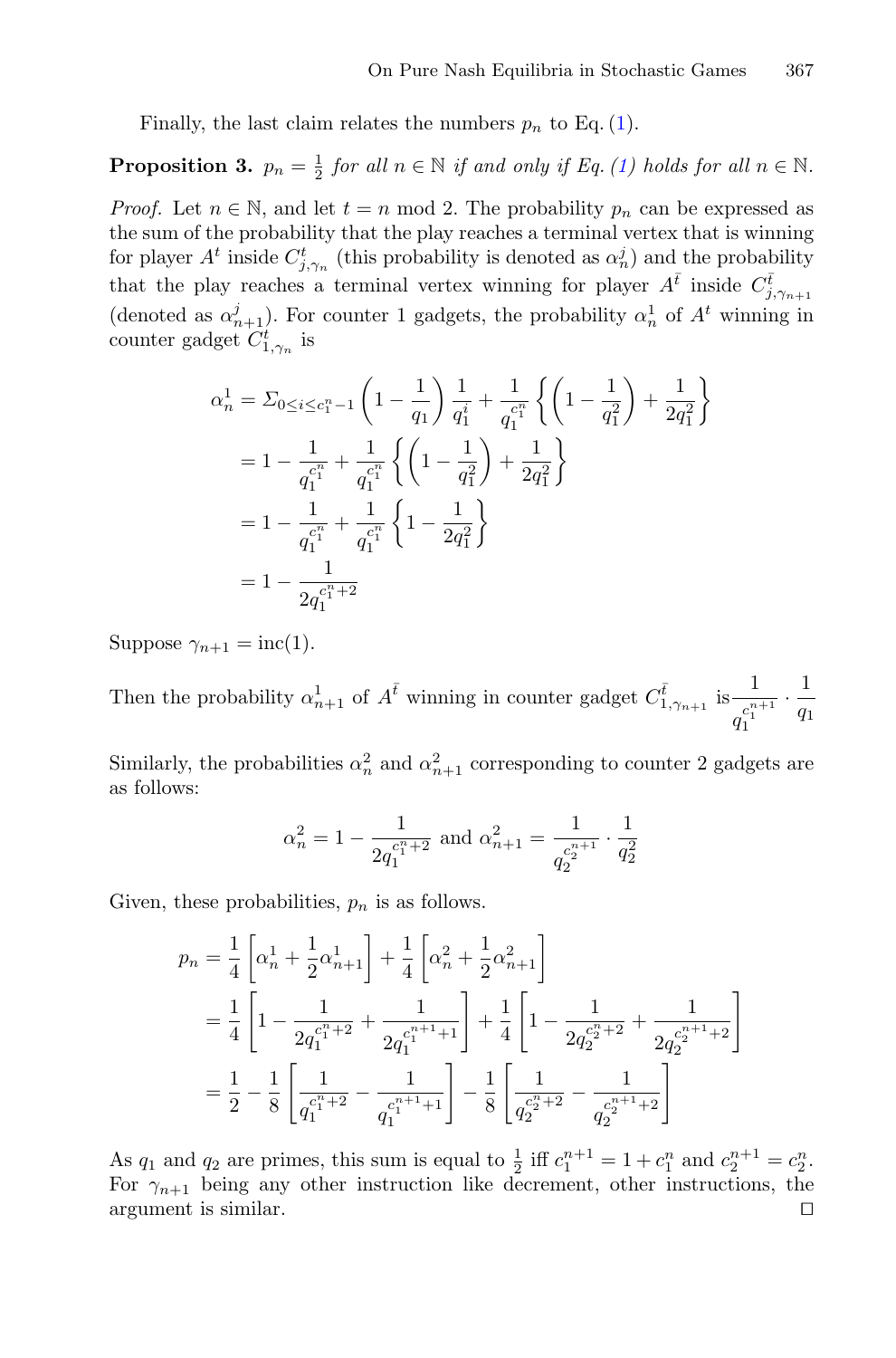Finally, the last claim relates the numbers $p_n$ to Eq. (1).

**Proposition 3.** *$p_n = \frac{1}{2}$ for all $n \in \mathbb{N}$ if and only if Eq. (1) holds for all $n \in \mathbb{N}$.*

*Proof.* Let $n \in \mathbb{N}$, and let $t = n \bmod 2$. The probability $p_n$ can be expressed as the sum of the probability that the play reaches a terminal vertex that is winning for player $A^t$ inside $C^t_{j,\gamma_n}$ (this probability is denoted as $\alpha^j_n$) and the probability that the play reaches a terminal vertex winning for player $A^{\bar{t}}$ inside $C^{\bar{t}}_{j,\gamma_{n+1}}$ (denoted as $\alpha^j_{n+1}$). For counter 1 gadgets, the probability $\alpha^1_n$ of $A^t$ winning in counter gadget $C^t_{1,\gamma_n}$ is

$$
\begin{aligned}
\alpha^1_n &= \Sigma_{0 \le i \le c^n_1 - 1} \left(1 - \frac{1}{q_1}\right) \frac{1}{q_1^i} + \frac{1}{q_1^{c_1^n}} \left\{ \left(1 - \frac{1}{q_1^2}\right) + \frac{1}{2q_1^2} \right\} \\
&= 1 - \frac{1}{q_1^{c_1^n}} + \frac{1}{q_1^{c_1^n}} \left\{ \left(1 - \frac{1}{q_1^2}\right) + \frac{1}{2q_1^2} \right\} \\
&= 1 - \frac{1}{q_1^{c_1^n}} + \frac{1}{q_1^{c_1^n}} \left\{ 1 - \frac{1}{2q_1^2} \right\} \\
&= 1 - \frac{1}{2q_1^{c_1^n + 2}}
\end{aligned}
$$

Suppose $\gamma_{n+1} = \text{inc}(1)$.

Then the probability $\alpha^1_{n+1}$ of $A^{\bar{t}}$ winning in counter gadget $C^{\bar{t}}_{1,\gamma_{n+1}}$ is $\frac{1}{q_1^{c_1^{n+1}}} \cdot \frac{1}{q_1}$

Similarly, the probabilities $\alpha^2_n$ and $\alpha^2_{n+1}$ corresponding to counter 2 gadgets are as follows:

$$
\alpha^2_n = 1 - \frac{1}{2q_1^{c_1^n + 2}} \text{ and } \alpha^2_{n+1} = \frac{1}{q_2^{c_2^{n+1}}} \cdot \frac{1}{q_2^2}
$$

Given, these probabilities, $p_n$ is as follows.

$$
\begin{aligned}
p_n &= \frac{1}{4}\left[\alpha^1_n + \frac{1}{2}\alpha^1_{n+1}\right] + \frac{1}{4}\left[\alpha^2_n + \frac{1}{2}\alpha^2_{n+1}\right] \\
&= \frac{1}{4}\left[1 - \frac{1}{2q_1^{c_1^n+2}} + \frac{1}{2q_1^{c_1^{n+1}+1}}\right] + \frac{1}{4}\left[1 - \frac{1}{2q_2^{c_2^n+2}} + \frac{1}{2q_2^{c_2^{n+1}+2}}\right] \\
&= \frac{1}{2} - \frac{1}{8}\left[\frac{1}{q_1^{c_1^n+2}} - \frac{1}{q_1^{c_1^{n+1}+1}}\right] - \frac{1}{8}\left[\frac{1}{q_2^{c_2^n+2}} - \frac{1}{q_2^{c_2^{n+1}+2}}\right]
\end{aligned}
$$

As $q_1$ and $q_2$ are primes, this sum is equal to $\frac{1}{2}$ iff $c_1^{n+1} = 1 + c_1^n$ and $c_2^{n+1} = c_2^n$. For $\gamma_{n+1}$ being any other instruction like decrement, other instructions, the argument is similar. ◻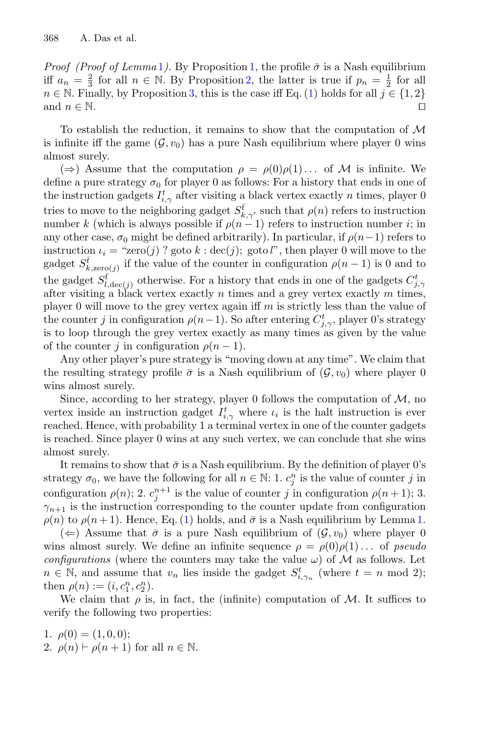*Proof (Proof of Lemma 1).* By Proposition 1, the profile $\bar{\sigma}$ is a Nash equilibrium iff $a_n = \frac{2}{3}$ for all $n \in \mathbb{N}$. By Proposition 2, the latter is true if $p_n = \frac{1}{2}$ for all $n \in \mathbb{N}$. Finally, by Proposition 3, this is the case iff Eq. (1) holds for all $j \in \{1, 2\}$ and $n \in \mathbb{N}$. ◻

To establish the reduction, it remains to show that the computation of $\mathcal{M}$ is infinite iff the game $(\mathcal{G}, v_0)$ has a pure Nash equilibrium where player 0 wins almost surely.

($\Rightarrow$) Assume that the computation $\rho = \rho(0)\rho(1)\ldots$ of $\mathcal{M}$ is infinite. We define a pure strategy $\sigma_0$ for player 0 as follows: For a history that ends in one of the instruction gadgets $I^t_{i,\gamma}$ after visiting a black vertex exactly $n$ times, player 0 tries to move to the neighboring gadget $S^{\bar{t}}_{k,\gamma'}$ such that $\rho(n)$ refers to instruction number $k$ (which is always possible if $\rho(n-1)$ refers to instruction number $i$; in any other case, $\sigma_0$ might be defined arbitrarily). In particular, if $\rho(n-1)$ refers to instruction $\iota_i$ = "zero($j$) ? goto $k$ : dec($j$); goto $l$", then player 0 will move to the gadget $S^{\bar{t}}_{k,\text{zero}(j)}$ if the value of the counter in configuration $\rho(n-1)$ is 0 and to the gadget $S^{\bar{t}}_{l,\text{dec}(j)}$ otherwise. For a history that ends in one of the gadgets $C^t_{j,\gamma}$ after visiting a black vertex exactly $n$ times and a grey vertex exactly $m$ times, player 0 will move to the grey vertex again iff $m$ is strictly less than the value of the counter $j$ in configuration $\rho(n-1)$. So after entering $C^t_{j,\gamma}$, player 0's strategy is to loop through the grey vertex exactly as many times as given by the value of the counter $j$ in configuration $\rho(n-1)$.

Any other player's pure strategy is "moving down at any time". We claim that the resulting strategy profile $\bar{\sigma}$ is a Nash equilibrium of $(\mathcal{G}, v_0)$ where player 0 wins almost surely.

Since, according to her strategy, player 0 follows the computation of $\mathcal{M}$, no vertex inside an instruction gadget $I^t_{i,\gamma}$ where $\iota_i$ is the halt instruction is ever reached. Hence, with probability 1 a terminal vertex in one of the counter gadgets is reached. Since player 0 wins at any such vertex, we can conclude that she wins almost surely.

It remains to show that $\bar{\sigma}$ is a Nash equilibrium. By the definition of player 0's strategy $\sigma_0$, we have the following for all $n \in \mathbb{N}$: 1. $c^n_j$ is the value of counter $j$ in configuration $\rho(n)$; 2. $c^{n+1}_j$ is the value of counter $j$ in configuration $\rho(n+1)$; 3. $\gamma_{n+1}$ is the instruction corresponding to the counter update from configuration $\rho(n)$ to $\rho(n+1)$. Hence, Eq. (1) holds, and $\bar{\sigma}$ is a Nash equilibrium by Lemma 1.

($\Leftarrow$) Assume that $\bar{\sigma}$ is a pure Nash equilibrium of $(\mathcal{G}, v_0)$ where player 0 wins almost surely. We define an infinite sequence $\rho = \rho(0)\rho(1)\ldots$ of *pseudo configurations* (where the counters may take the value $\omega$) of $\mathcal{M}$ as follows. Let $n \in \mathbb{N}$, and assume that $v_n$ lies inside the gadget $S^t_{i,\gamma_n}$ (where $t = n \bmod 2$); then $\rho(n) := (i, c^n_1, c^n_2)$.

We claim that $\rho$ is, in fact, the (infinite) computation of $\mathcal{M}$. It suffices to verify the following two properties:

1. $\rho(0) = (1, 0, 0)$;
2. $\rho(n) \vdash \rho(n+1)$ for all $n \in \mathbb{N}$.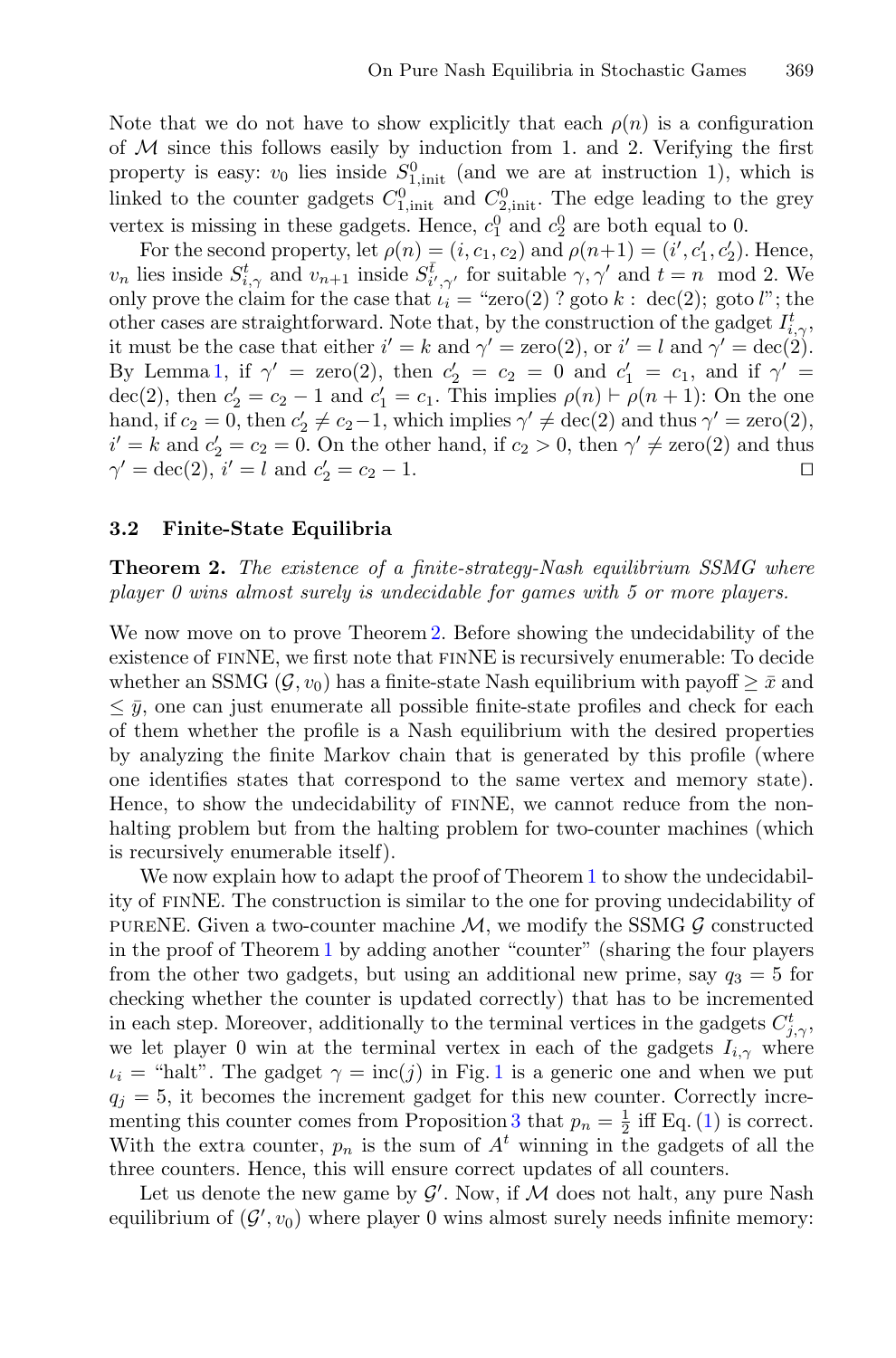Note that we do not have to show explicitly that each $\rho(n)$ is a configuration of $\mathcal{M}$ since this follows easily by induction from 1. and 2. Verifying the first property is easy: $v_0$ lies inside $S^0_{1,\text{init}}$ (and we are at instruction 1), which is linked to the counter gadgets $C^0_{1,\text{init}}$ and $C^0_{2,\text{init}}$. The edge leading to the grey vertex is missing in these gadgets. Hence, $c^0_1$ and $c^0_2$ are both equal to 0.

For the second property, let $\rho(n) = (i, c_1, c_2)$ and $\rho(n+1) = (i', c'_1, c'_2)$. Hence, $v_n$ lies inside $S^t_{i,\gamma}$ and $v_{n+1}$ inside $S^{\bar{t}}_{i',\gamma'}$ for suitable $\gamma, \gamma'$ and $t = n \mod 2$. We only prove the claim for the case that $\iota_i$ = "zero(2) ? goto $k$ : dec(2); goto $l$"; the other cases are straightforward. Note that, by the construction of the gadget $I^t_{i,\gamma}$, it must be the case that either $i' = k$ and $\gamma' = \text{zero}(2)$, or $i' = l$ and $\gamma' = \text{dec}(2)$. By Lemma 1, if $\gamma' = \text{zero}(2)$, then $c'_2 = c_2 = 0$ and $c'_1 = c_1$, and if $\gamma' = \text{dec}(2)$, then $c'_2 = c_2 - 1$ and $c'_1 = c_1$. This implies $\rho(n) \vdash \rho(n+1)$: On the one hand, if $c_2 = 0$, then $c'_2 \neq c_2 - 1$, which implies $\gamma' \neq \text{dec}(2)$ and thus $\gamma' = \text{zero}(2)$, $i' = k$ and $c'_2 = c_2 = 0$. On the other hand, if $c_2 > 0$, then $\gamma' \neq \text{zero}(2)$ and thus $\gamma' = \text{dec}(2)$, $i' = l$ and $c'_2 = c_2 - 1$. $\square$

### 3.2 Finite-State Equilibria

**Theorem 2.** *The existence of a finite-strategy-Nash equilibrium SSMG where player 0 wins almost surely is undecidable for games with 5 or more players.*

We now move on to prove Theorem 2. Before showing the undecidability of the existence of finNE, we first note that finNE is recursively enumerable: To decide whether an SSMG $(\mathcal{G}, v_0)$ has a finite-state Nash equilibrium with payoff $\geq \bar{x}$ and $\leq \bar{y}$, one can just enumerate all possible finite-state profiles and check for each of them whether the profile is a Nash equilibrium with the desired properties by analyzing the finite Markov chain that is generated by this profile (where one identifies states that correspond to the same vertex and memory state). Hence, to show the undecidability of finNE, we cannot reduce from the non-halting problem but from the halting problem for two-counter machines (which is recursively enumerable itself).

We now explain how to adapt the proof of Theorem 1 to show the undecidability of finNE. The construction is similar to the one for proving undecidability of pureNE. Given a two-counter machine $\mathcal{M}$, we modify the SSMG $\mathcal{G}$ constructed in the proof of Theorem 1 by adding another "counter" (sharing the four players from the other two gadgets, but using an additional new prime, say $q_3 = 5$ for checking whether the counter is updated correctly) that has to be incremented in each step. Moreover, additionally to the terminal vertices in the gadgets $C^t_{j,\gamma}$, we let player 0 win at the terminal vertex in each of the gadgets $I_{i,\gamma}$ where $\iota_i$ = "halt". The gadget $\gamma = \text{inc}(j)$ in Fig. 1 is a generic one and when we put $q_j = 5$, it becomes the increment gadget for this new counter. Correctly incrementing this counter comes from Proposition 3 that $p_n = \frac{1}{2}$ iff Eq. (1) is correct. With the extra counter, $p_n$ is the sum of $A^t$ winning in the gadgets of all the three counters. Hence, this will ensure correct updates of all counters.

Let us denote the new game by $\mathcal{G}'$. Now, if $\mathcal{M}$ does not halt, any pure Nash equilibrium of $(\mathcal{G}', v_0)$ where player 0 wins almost surely needs infinite memory: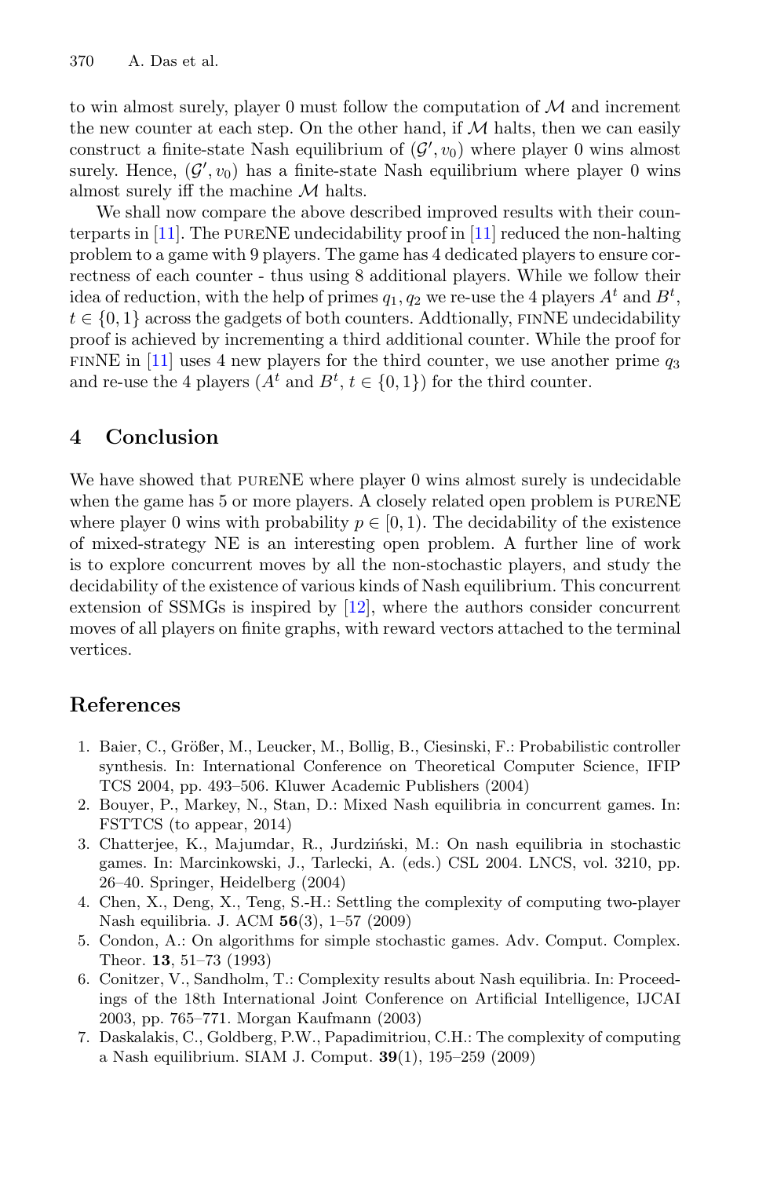to win almost surely, player 0 must follow the computation of $\mathcal{M}$ and increment the new counter at each step. On the other hand, if $\mathcal{M}$ halts, then we can easily construct a finite-state Nash equilibrium of $(\mathcal{G}', v_0)$ where player 0 wins almost surely. Hence, $(\mathcal{G}', v_0)$ has a finite-state Nash equilibrium where player 0 wins almost surely iff the machine $\mathcal{M}$ halts.

We shall now compare the above described improved results with their counterparts in [11]. The pureNE undecidability proof in [11] reduced the non-halting problem to a game with 9 players. The game has 4 dedicated players to ensure correctness of each counter - thus using 8 additional players. While we follow their idea of reduction, with the help of primes $q_1, q_2$ we re-use the 4 players $A^t$ and $B^t$, $t \in \{0, 1\}$ across the gadgets of both counters. Addtionally, finNE undecidability proof is achieved by incrementing a third additional counter. While the proof for finNE in [11] uses 4 new players for the third counter, we use another prime $q_3$ and re-use the 4 players ($A^t$ and $B^t$, $t \in \{0, 1\}$) for the third counter.

## 4 Conclusion

We have showed that pureNE where player 0 wins almost surely is undecidable when the game has 5 or more players. A closely related open problem is pureNE where player 0 wins with probability $p \in [0, 1)$. The decidability of the existence of mixed-strategy NE is an interesting open problem. A further line of work is to explore concurrent moves by all the non-stochastic players, and study the decidability of the existence of various kinds of Nash equilibrium. This concurrent extension of SSMGs is inspired by [12], where the authors consider concurrent moves of all players on finite graphs, with reward vectors attached to the terminal vertices.

## References

1. Baier, C., Größer, M., Leucker, M., Bollig, B., Ciesinski, F.: Probabilistic controller synthesis. In: International Conference on Theoretical Computer Science, IFIP TCS 2004, pp. 493–506. Kluwer Academic Publishers (2004)
2. Bouyer, P., Markey, N., Stan, D.: Mixed Nash equilibria in concurrent games. In: FSTTCS (to appear, 2014)
3. Chatterjee, K., Majumdar, R., Jurdziński, M.: On nash equilibria in stochastic games. In: Marcinkowski, J., Tarlecki, A. (eds.) CSL 2004. LNCS, vol. 3210, pp. 26–40. Springer, Heidelberg (2004)
4. Chen, X., Deng, X., Teng, S.-H.: Settling the complexity of computing two-player Nash equilibria. J. ACM **56**(3), 1–57 (2009)
5. Condon, A.: On algorithms for simple stochastic games. Adv. Comput. Complex. Theor. **13**, 51–73 (1993)
6. Conitzer, V., Sandholm, T.: Complexity results about Nash equilibria. In: Proceedings of the 18th International Joint Conference on Artificial Intelligence, IJCAI 2003, pp. 765–771. Morgan Kaufmann (2003)
7. Daskalakis, C., Goldberg, P.W., Papadimitriou, C.H.: The complexity of computing a Nash equilibrium. SIAM J. Comput. **39**(1), 195–259 (2009)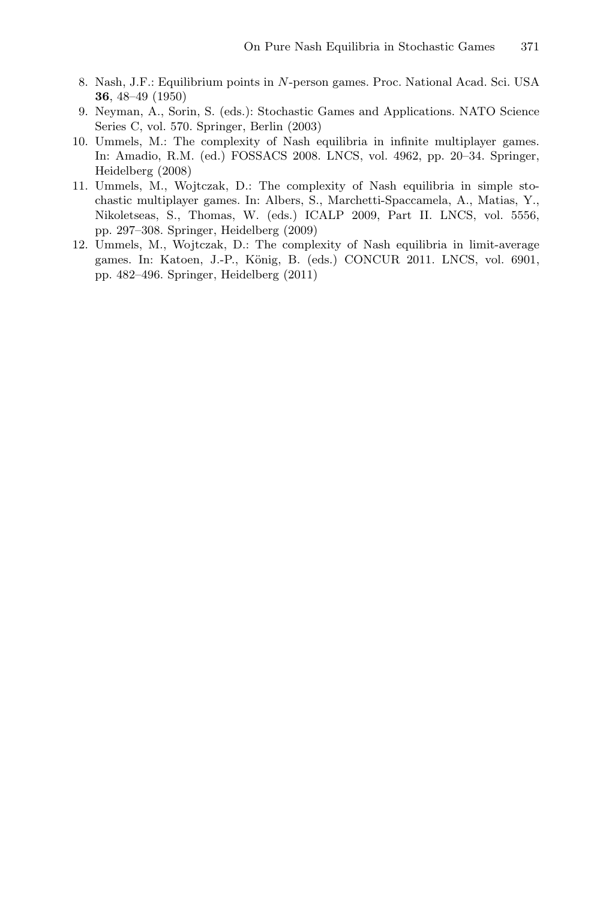8. Nash, J.F.: Equilibrium points in $N$-person games. Proc. National Acad. Sci. USA **36**, 48–49 (1950)
9. Neyman, A., Sorin, S. (eds.): Stochastic Games and Applications. NATO Science Series C, vol. 570. Springer, Berlin (2003)
10. Ummels, M.: The complexity of Nash equilibria in infinite multiplayer games. In: Amadio, R.M. (ed.) FOSSACS 2008. LNCS, vol. 4962, pp. 20–34. Springer, Heidelberg (2008)
11. Ummels, M., Wojtczak, D.: The complexity of Nash equilibria in simple stochastic multiplayer games. In: Albers, S., Marchetti-Spaccamela, A., Matias, Y., Nikoletseas, S., Thomas, W. (eds.) ICALP 2009, Part II. LNCS, vol. 5556, pp. 297–308. Springer, Heidelberg (2009)
12. Ummels, M., Wojtczak, D.: The complexity of Nash equilibria in limit-average games. In: Katoen, J.-P., König, B. (eds.) CONCUR 2011. LNCS, vol. 6901, pp. 482–496. Springer, Heidelberg (2011)